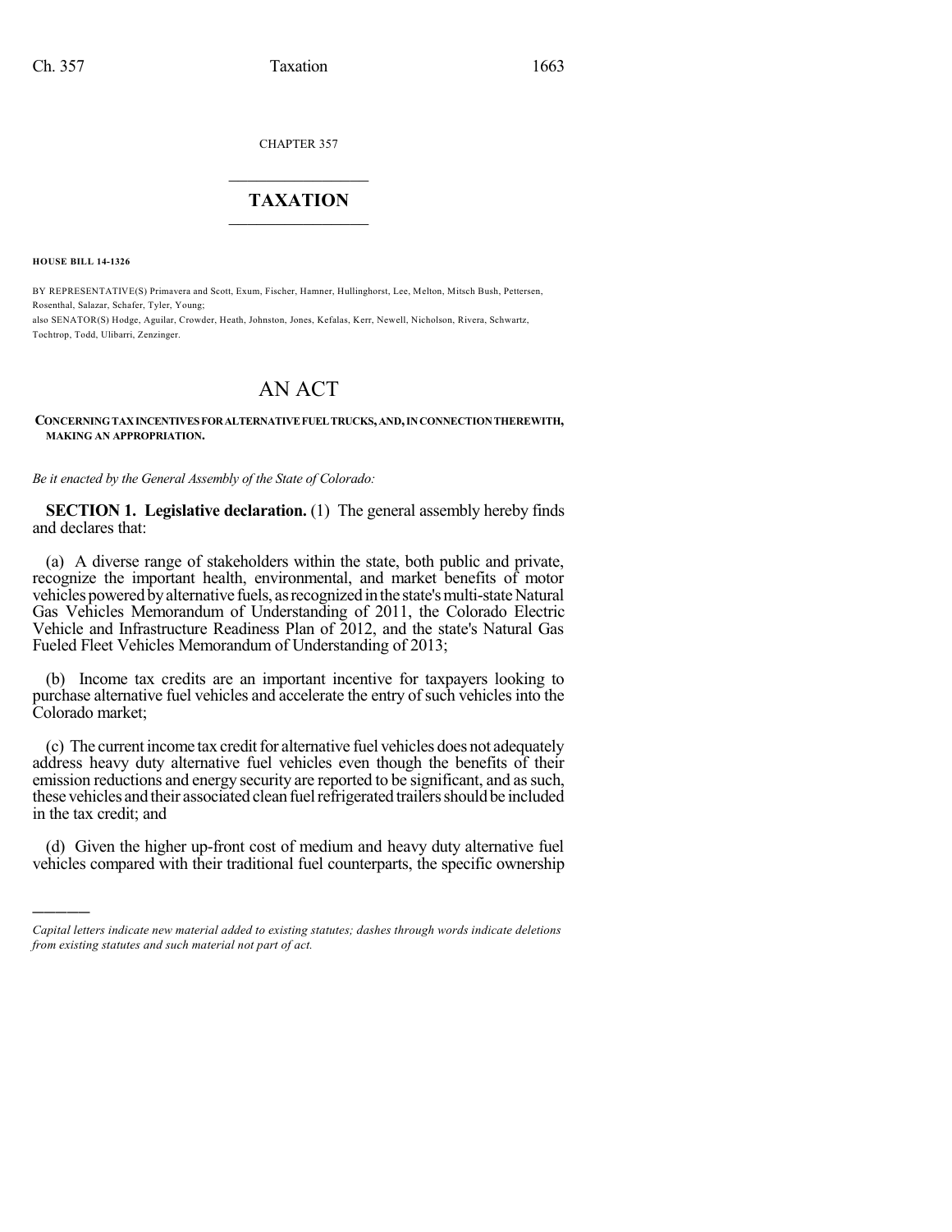CHAPTER 357

# TAXATION

**HOUSE BILL 14-1326**

BY REPRESENTATIVE(S) Primavera and Scott, Exum, Fischer, Hamner, Hullinghorst, Lee, Melton, Mitsch Bush, Pettersen, Rosenthal, Salazar, Schafer, Tyler, Young;
also SENATOR(S) Hodge, Aguilar, Crowder, Heath, Johnston, Jones, Kefalas, Kerr, Newell, Nicholson, Rivera, Schwartz, Tochtrop, Todd, Ulibarri, Zenzinger.

# AN ACT

**CONCERNING TAX INCENTIVES FOR ALTERNATIVE FUEL TRUCKS, AND, IN CONNECTION THEREWITH, MAKING AN APPROPRIATION.**

*Be it enacted by the General Assembly of the State of Colorado:*

**SECTION 1. Legislative declaration.** (1) The general assembly hereby finds and declares that:

(a) A diverse range of stakeholders within the state, both public and private, recognize the important health, environmental, and market benefits of motor vehicles powered by alternative fuels, as recognized in the state's multi-state Natural Gas Vehicles Memorandum of Understanding of 2011, the Colorado Electric Vehicle and Infrastructure Readiness Plan of 2012, and the state's Natural Gas Fueled Fleet Vehicles Memorandum of Understanding of 2013;

(b) Income tax credits are an important incentive for taxpayers looking to purchase alternative fuel vehicles and accelerate the entry of such vehicles into the Colorado market;

(c) The current income tax credit for alternative fuel vehicles does not adequately address heavy duty alternative fuel vehicles even though the benefits of their emission reductions and energy security are reported to be significant, and as such, these vehicles and their associated clean fuel refrigerated trailers should be included in the tax credit; and

(d) Given the higher up-front cost of medium and heavy duty alternative fuel vehicles compared with their traditional fuel counterparts, the specific ownership

*Capital letters indicate new material added to existing statutes; dashes through words indicate deletions from existing statutes and such material not part of act.*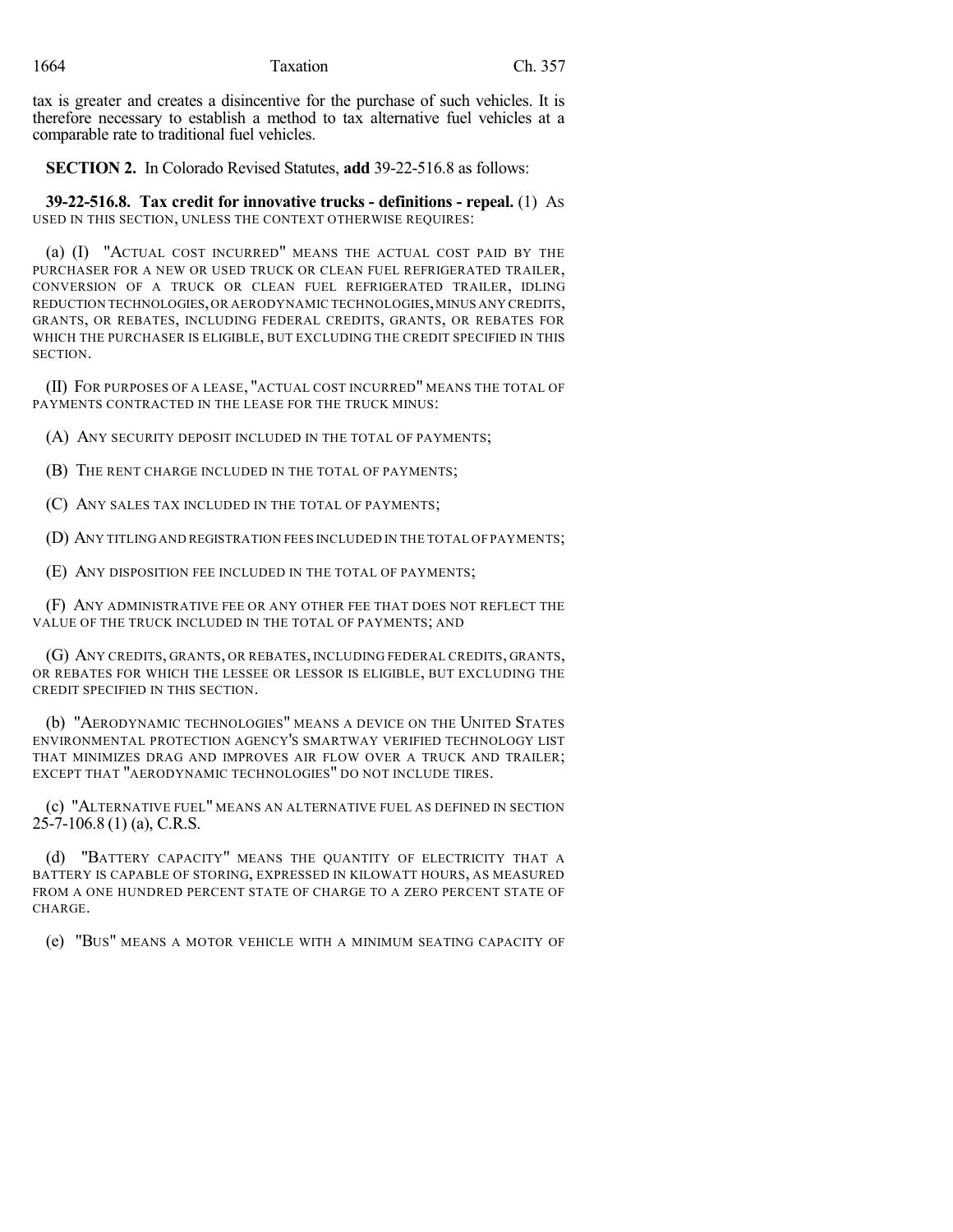tax is greater and creates a disincentive for the purchase of such vehicles. It is therefore necessary to establish a method to tax alternative fuel vehicles at a comparable rate to traditional fuel vehicles.

**SECTION 2.** In Colorado Revised Statutes, **add** 39-22-516.8 as follows:

**39-22-516.8. Tax credit for innovative trucks - definitions - repeal.** (1) AS USED IN THIS SECTION, UNLESS THE CONTEXT OTHERWISE REQUIRES:

(a) (I) "ACTUAL COST INCURRED" MEANS THE ACTUAL COST PAID BY THE PURCHASER FOR A NEW OR USED TRUCK OR CLEAN FUEL REFRIGERATED TRAILER, CONVERSION OF A TRUCK OR CLEAN FUEL REFRIGERATED TRAILER, IDLING REDUCTION TECHNOLOGIES, OR AERODYNAMIC TECHNOLOGIES, MINUS ANY CREDITS, GRANTS, OR REBATES, INCLUDING FEDERAL CREDITS, GRANTS, OR REBATES FOR WHICH THE PURCHASER IS ELIGIBLE, BUT EXCLUDING THE CREDIT SPECIFIED IN THIS SECTION.

(II) FOR PURPOSES OF A LEASE, "ACTUAL COST INCURRED" MEANS THE TOTAL OF PAYMENTS CONTRACTED IN THE LEASE FOR THE TRUCK MINUS:

(A) ANY SECURITY DEPOSIT INCLUDED IN THE TOTAL OF PAYMENTS;

(B) THE RENT CHARGE INCLUDED IN THE TOTAL OF PAYMENTS;

(C) ANY SALES TAX INCLUDED IN THE TOTAL OF PAYMENTS;

(D) ANY TITLING AND REGISTRATION FEES INCLUDED IN THE TOTAL OF PAYMENTS;

(E) ANY DISPOSITION FEE INCLUDED IN THE TOTAL OF PAYMENTS;

(F) ANY ADMINISTRATIVE FEE OR ANY OTHER FEE THAT DOES NOT REFLECT THE VALUE OF THE TRUCK INCLUDED IN THE TOTAL OF PAYMENTS; AND

(G) ANY CREDITS, GRANTS, OR REBATES, INCLUDING FEDERAL CREDITS, GRANTS, OR REBATES FOR WHICH THE LESSEE OR LESSOR IS ELIGIBLE, BUT EXCLUDING THE CREDIT SPECIFIED IN THIS SECTION.

(b) "AERODYNAMIC TECHNOLOGIES" MEANS A DEVICE ON THE UNITED STATES ENVIRONMENTAL PROTECTION AGENCY'S SMARTWAY VERIFIED TECHNOLOGY LIST THAT MINIMIZES DRAG AND IMPROVES AIR FLOW OVER A TRUCK AND TRAILER; EXCEPT THAT "AERODYNAMIC TECHNOLOGIES" DO NOT INCLUDE TIRES.

(c) "ALTERNATIVE FUEL" MEANS AN ALTERNATIVE FUEL AS DEFINED IN SECTION 25-7-106.8 (1) (a), C.R.S.

(d) "BATTERY CAPACITY" MEANS THE QUANTITY OF ELECTRICITY THAT A BATTERY IS CAPABLE OF STORING, EXPRESSED IN KILOWATT HOURS, AS MEASURED FROM A ONE HUNDRED PERCENT STATE OF CHARGE TO A ZERO PERCENT STATE OF CHARGE.

(e) "BUS" MEANS A MOTOR VEHICLE WITH A MINIMUM SEATING CAPACITY OF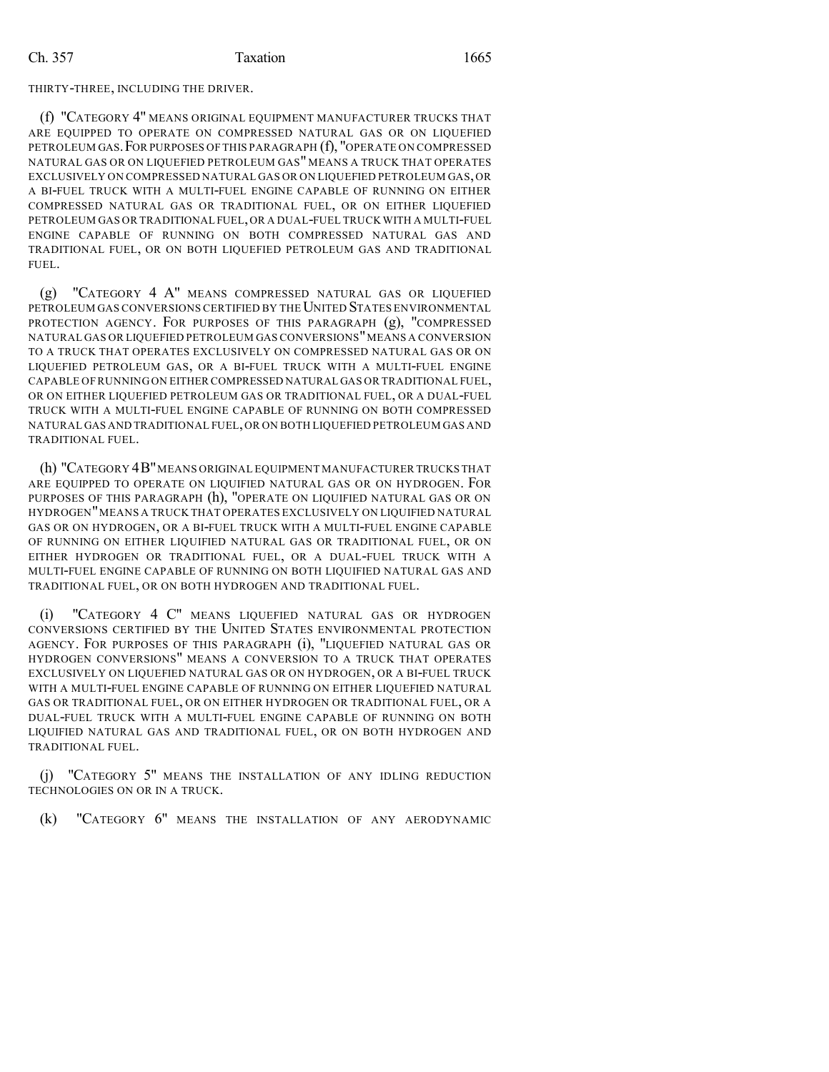THIRTY-THREE, INCLUDING THE DRIVER.

(f) "CATEGORY 4" MEANS ORIGINAL EQUIPMENT MANUFACTURER TRUCKS THAT ARE EQUIPPED TO OPERATE ON COMPRESSED NATURAL GAS OR ON LIQUEFIED PETROLEUM GAS. FOR PURPOSES OF THIS PARAGRAPH (f), "OPERATE ON COMPRESSED NATURAL GAS OR ON LIQUEFIED PETROLEUM GAS" MEANS A TRUCK THAT OPERATES EXCLUSIVELY ON COMPRESSED NATURAL GAS OR ON LIQUEFIED PETROLEUM GAS, OR A BI-FUEL TRUCK WITH A MULTI-FUEL ENGINE CAPABLE OF RUNNING ON EITHER COMPRESSED NATURAL GAS OR TRADITIONAL FUEL, OR ON EITHER LIQUEFIED PETROLEUM GAS OR TRADITIONAL FUEL, OR A DUAL-FUEL TRUCK WITH A MULTI-FUEL ENGINE CAPABLE OF RUNNING ON BOTH COMPRESSED NATURAL GAS AND TRADITIONAL FUEL, OR ON BOTH LIQUEFIED PETROLEUM GAS AND TRADITIONAL FUEL.

(g) "CATEGORY 4 A" MEANS COMPRESSED NATURAL GAS OR LIQUEFIED PETROLEUM GAS CONVERSIONS CERTIFIED BY THE UNITED STATES ENVIRONMENTAL PROTECTION AGENCY. FOR PURPOSES OF THIS PARAGRAPH (g), "COMPRESSED NATURAL GAS OR LIQUEFIED PETROLEUM GAS CONVERSIONS" MEANS A CONVERSION TO A TRUCK THAT OPERATES EXCLUSIVELY ON COMPRESSED NATURAL GAS OR ON LIQUEFIED PETROLEUM GAS, OR A BI-FUEL TRUCK WITH A MULTI-FUEL ENGINE CAPABLE OF RUNNING ON EITHER COMPRESSED NATURAL GAS OR TRADITIONAL FUEL, OR ON EITHER LIQUEFIED PETROLEUM GAS OR TRADITIONAL FUEL, OR A DUAL-FUEL TRUCK WITH A MULTI-FUEL ENGINE CAPABLE OF RUNNING ON BOTH COMPRESSED NATURAL GAS AND TRADITIONAL FUEL, OR ON BOTH LIQUEFIED PETROLEUM GAS AND TRADITIONAL FUEL.

(h) "CATEGORY 4B" MEANS ORIGINAL EQUIPMENT MANUFACTURER TRUCKS THAT ARE EQUIPPED TO OPERATE ON LIQUIFIED NATURAL GAS OR ON HYDROGEN. FOR PURPOSES OF THIS PARAGRAPH (h), "OPERATE ON LIQUIFIED NATURAL GAS OR ON HYDROGEN" MEANS A TRUCK THAT OPERATES EXCLUSIVELY ON LIQUIFIED NATURAL GAS OR ON HYDROGEN, OR A BI-FUEL TRUCK WITH A MULTI-FUEL ENGINE CAPABLE OF RUNNING ON EITHER LIQUIFIED NATURAL GAS OR TRADITIONAL FUEL, OR ON EITHER HYDROGEN OR TRADITIONAL FUEL, OR A DUAL-FUEL TRUCK WITH A MULTI-FUEL ENGINE CAPABLE OF RUNNING ON BOTH LIQUIFIED NATURAL GAS AND TRADITIONAL FUEL, OR ON BOTH HYDROGEN AND TRADITIONAL FUEL.

(i) "CATEGORY 4 C" MEANS LIQUEFIED NATURAL GAS OR HYDROGEN CONVERSIONS CERTIFIED BY THE UNITED STATES ENVIRONMENTAL PROTECTION AGENCY. FOR PURPOSES OF THIS PARAGRAPH (i), "LIQUEFIED NATURAL GAS OR HYDROGEN CONVERSIONS" MEANS A CONVERSION TO A TRUCK THAT OPERATES EXCLUSIVELY ON LIQUEFIED NATURAL GAS OR ON HYDROGEN, OR A BI-FUEL TRUCK WITH A MULTI-FUEL ENGINE CAPABLE OF RUNNING ON EITHER LIQUEFIED NATURAL GAS OR TRADITIONAL FUEL, OR ON EITHER HYDROGEN OR TRADITIONAL FUEL, OR A DUAL-FUEL TRUCK WITH A MULTI-FUEL ENGINE CAPABLE OF RUNNING ON BOTH LIQUIFIED NATURAL GAS AND TRADITIONAL FUEL, OR ON BOTH HYDROGEN AND TRADITIONAL FUEL.

(j) "CATEGORY 5" MEANS THE INSTALLATION OF ANY IDLING REDUCTION TECHNOLOGIES ON OR IN A TRUCK.

(k) "CATEGORY 6" MEANS THE INSTALLATION OF ANY AERODYNAMIC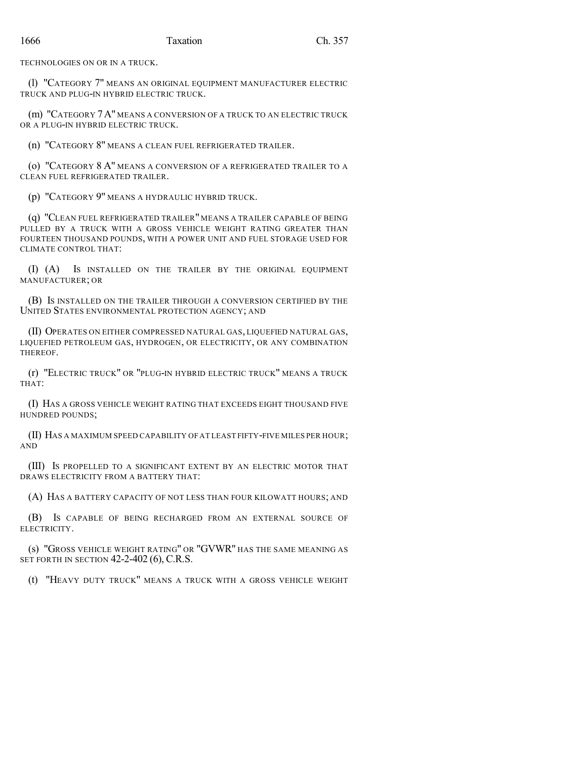TECHNOLOGIES ON OR IN A TRUCK.

(l) "CATEGORY 7" MEANS AN ORIGINAL EQUIPMENT MANUFACTURER ELECTRIC TRUCK AND PLUG-IN HYBRID ELECTRIC TRUCK.

(m) "CATEGORY 7 A" MEANS A CONVERSION OF A TRUCK TO AN ELECTRIC TRUCK OR A PLUG-IN HYBRID ELECTRIC TRUCK.

(n) "CATEGORY 8" MEANS A CLEAN FUEL REFRIGERATED TRAILER.

(o) "CATEGORY 8 A" MEANS A CONVERSION OF A REFRIGERATED TRAILER TO A CLEAN FUEL REFRIGERATED TRAILER.

(p) "CATEGORY 9" MEANS A HYDRAULIC HYBRID TRUCK.

(q) "CLEAN FUEL REFRIGERATED TRAILER" MEANS A TRAILER CAPABLE OF BEING PULLED BY A TRUCK WITH A GROSS VEHICLE WEIGHT RATING GREATER THAN FOURTEEN THOUSAND POUNDS, WITH A POWER UNIT AND FUEL STORAGE USED FOR CLIMATE CONTROL THAT:

(I) (A) IS INSTALLED ON THE TRAILER BY THE ORIGINAL EQUIPMENT MANUFACTURER; OR

(B) IS INSTALLED ON THE TRAILER THROUGH A CONVERSION CERTIFIED BY THE UNITED STATES ENVIRONMENTAL PROTECTION AGENCY; AND

(II) OPERATES ON EITHER COMPRESSED NATURAL GAS, LIQUEFIED NATURAL GAS, LIQUEFIED PETROLEUM GAS, HYDROGEN, OR ELECTRICITY, OR ANY COMBINATION THEREOF.

(r) "ELECTRIC TRUCK" OR "PLUG-IN HYBRID ELECTRIC TRUCK" MEANS A TRUCK THAT:

(I) HAS A GROSS VEHICLE WEIGHT RATING THAT EXCEEDS EIGHT THOUSAND FIVE HUNDRED POUNDS;

(II) HAS A MAXIMUM SPEED CAPABILITY OF AT LEAST FIFTY-FIVE MILES PER HOUR; AND

(III) IS PROPELLED TO A SIGNIFICANT EXTENT BY AN ELECTRIC MOTOR THAT DRAWS ELECTRICITY FROM A BATTERY THAT:

(A) HAS A BATTERY CAPACITY OF NOT LESS THAN FOUR KILOWATT HOURS; AND

(B) IS CAPABLE OF BEING RECHARGED FROM AN EXTERNAL SOURCE OF ELECTRICITY.

(s) "GROSS VEHICLE WEIGHT RATING" OR "GVWR" HAS THE SAME MEANING AS SET FORTH IN SECTION 42-2-402 (6), C.R.S.

(t) "HEAVY DUTY TRUCK" MEANS A TRUCK WITH A GROSS VEHICLE WEIGHT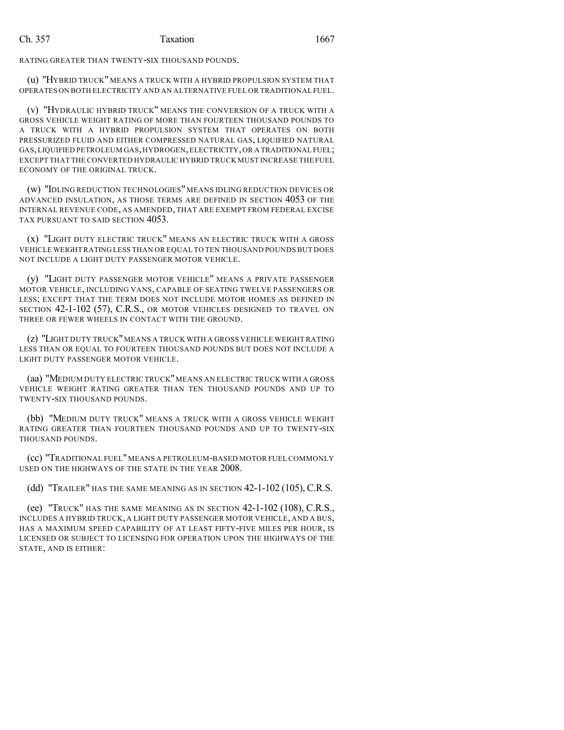RATING GREATER THAN TWENTY-SIX THOUSAND POUNDS.

(u) "HYBRID TRUCK" MEANS A TRUCK WITH A HYBRID PROPULSION SYSTEM THAT OPERATES ON BOTH ELECTRICITY AND AN ALTERNATIVE FUEL OR TRADITIONAL FUEL.

(v) "HYDRAULIC HYBRID TRUCK" MEANS THE CONVERSION OF A TRUCK WITH A GROSS VEHICLE WEIGHT RATING OF MORE THAN FOURTEEN THOUSAND POUNDS TO A TRUCK WITH A HYBRID PROPULSION SYSTEM THAT OPERATES ON BOTH PRESSURIZED FLUID AND EITHER COMPRESSED NATURAL GAS, LIQUIFIED NATURAL GAS, LIQUIFIED PETROLEUM GAS, HYDROGEN, ELECTRICITY, OR A TRADITIONAL FUEL; EXCEPT THAT THE CONVERTED HYDRAULIC HYBRID TRUCK MUST INCREASE THE FUEL ECONOMY OF THE ORIGINAL TRUCK.

(w) "IDLING REDUCTION TECHNOLOGIES" MEANS IDLING REDUCTION DEVICES OR ADVANCED INSULATION, AS THOSE TERMS ARE DEFINED IN SECTION 4053 OF THE INTERNAL REVENUE CODE, AS AMENDED, THAT ARE EXEMPT FROM FEDERAL EXCISE TAX PURSUANT TO SAID SECTION 4053.

(x) "LIGHT DUTY ELECTRIC TRUCK" MEANS AN ELECTRIC TRUCK WITH A GROSS VEHICLE WEIGHT RATING LESS THAN OR EQUAL TO TEN THOUSAND POUNDS BUT DOES NOT INCLUDE A LIGHT DUTY PASSENGER MOTOR VEHICLE.

(y) "LIGHT DUTY PASSENGER MOTOR VEHICLE" MEANS A PRIVATE PASSENGER MOTOR VEHICLE, INCLUDING VANS, CAPABLE OF SEATING TWELVE PASSENGERS OR LESS; EXCEPT THAT THE TERM DOES NOT INCLUDE MOTOR HOMES AS DEFINED IN SECTION 42-1-102 (57), C.R.S., OR MOTOR VEHICLES DESIGNED TO TRAVEL ON THREE OR FEWER WHEELS IN CONTACT WITH THE GROUND.

(z) "LIGHT DUTY TRUCK" MEANS A TRUCK WITH A GROSS VEHICLE WEIGHT RATING LESS THAN OR EQUAL TO FOURTEEN THOUSAND POUNDS BUT DOES NOT INCLUDE A LIGHT DUTY PASSENGER MOTOR VEHICLE.

(aa) "MEDIUM DUTY ELECTRIC TRUCK" MEANS AN ELECTRIC TRUCK WITH A GROSS VEHICLE WEIGHT RATING GREATER THAN TEN THOUSAND POUNDS AND UP TO TWENTY-SIX THOUSAND POUNDS.

(bb) "MEDIUM DUTY TRUCK" MEANS A TRUCK WITH A GROSS VEHICLE WEIGHT RATING GREATER THAN FOURTEEN THOUSAND POUNDS AND UP TO TWENTY-SIX THOUSAND POUNDS.

(cc) "TRADITIONAL FUEL" MEANS A PETROLEUM-BASED MOTOR FUEL COMMONLY USED ON THE HIGHWAYS OF THE STATE IN THE YEAR 2008.

(dd) "TRAILER" HAS THE SAME MEANING AS IN SECTION 42-1-102 (105), C.R.S.

(ee) "TRUCK" HAS THE SAME MEANING AS IN SECTION 42-1-102 (108), C.R.S., INCLUDES A HYBRID TRUCK, A LIGHT DUTY PASSENGER MOTOR VEHICLE, AND A BUS, HAS A MAXIMUM SPEED CAPABILITY OF AT LEAST FIFTY-FIVE MILES PER HOUR, IS LICENSED OR SUBJECT TO LICENSING FOR OPERATION UPON THE HIGHWAYS OF THE STATE, AND IS EITHER: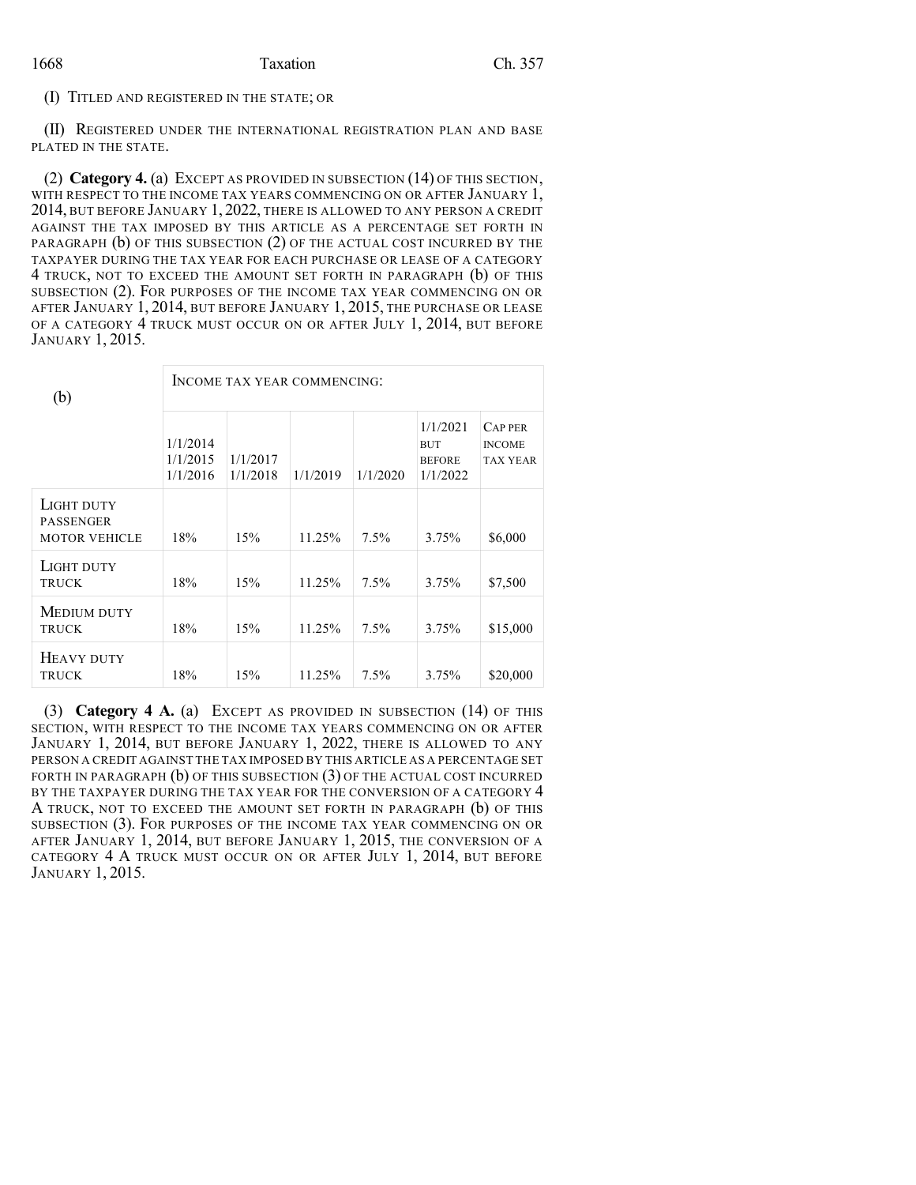(I) TITLED AND REGISTERED IN THE STATE; OR

(II) REGISTERED UNDER THE INTERNATIONAL REGISTRATION PLAN AND BASE PLATED IN THE STATE.

(2) **Category 4.** (a) EXCEPT AS PROVIDED IN SUBSECTION (14) OF THIS SECTION, WITH RESPECT TO THE INCOME TAX YEARS COMMENCING ON OR AFTER JANUARY 1, 2014, BUT BEFORE JANUARY 1, 2022, THERE IS ALLOWED TO ANY PERSON A CREDIT AGAINST THE TAX IMPOSED BY THIS ARTICLE AS A PERCENTAGE SET FORTH IN PARAGRAPH (b) OF THIS SUBSECTION (2) OF THE ACTUAL COST INCURRED BY THE TAXPAYER DURING THE TAX YEAR FOR EACH PURCHASE OR LEASE OF A CATEGORY 4 TRUCK, NOT TO EXCEED THE AMOUNT SET FORTH IN PARAGRAPH (b) OF THIS SUBSECTION (2). FOR PURPOSES OF THE INCOME TAX YEAR COMMENCING ON OR AFTER JANUARY 1, 2014, BUT BEFORE JANUARY 1, 2015, THE PURCHASE OR LEASE OF A CATEGORY 4 TRUCK MUST OCCUR ON OR AFTER JULY 1, 2014, BUT BEFORE JANUARY 1, 2015.

| (b) | INCOME TAX YEAR COMMENCING: | | | | | |
|---|---|---|---|---|---|---|
| | 1/1/2014 1/1/2015 1/1/2016 | 1/1/2017 1/1/2018 | 1/1/2019 | 1/1/2020 | 1/1/2021 BUT BEFORE 1/1/2022 | CAP PER INCOME TAX YEAR |
| LIGHT DUTY PASSENGER MOTOR VEHICLE | 18% | 15% | 11.25% | 7.5% | 3.75% | $6,000 |
| LIGHT DUTY TRUCK | 18% | 15% | 11.25% | 7.5% | 3.75% | $7,500 |
| MEDIUM DUTY TRUCK | 18% | 15% | 11.25% | 7.5% | 3.75% | $15,000 |
| HEAVY DUTY TRUCK | 18% | 15% | 11.25% | 7.5% | 3.75% | $20,000 |

(3) **Category 4 A.** (a) EXCEPT AS PROVIDED IN SUBSECTION (14) OF THIS SECTION, WITH RESPECT TO THE INCOME TAX YEARS COMMENCING ON OR AFTER JANUARY 1, 2014, BUT BEFORE JANUARY 1, 2022, THERE IS ALLOWED TO ANY PERSON A CREDIT AGAINST THE TAX IMPOSED BY THIS ARTICLE AS A PERCENTAGE SET FORTH IN PARAGRAPH (b) OF THIS SUBSECTION (3) OF THE ACTUAL COST INCURRED BY THE TAXPAYER DURING THE TAX YEAR FOR THE CONVERSION OF A CATEGORY 4 A TRUCK, NOT TO EXCEED THE AMOUNT SET FORTH IN PARAGRAPH (b) OF THIS SUBSECTION (3). FOR PURPOSES OF THE INCOME TAX YEAR COMMENCING ON OR AFTER JANUARY 1, 2014, BUT BEFORE JANUARY 1, 2015, THE CONVERSION OF A CATEGORY 4 A TRUCK MUST OCCUR ON OR AFTER JULY 1, 2014, BUT BEFORE JANUARY 1, 2015.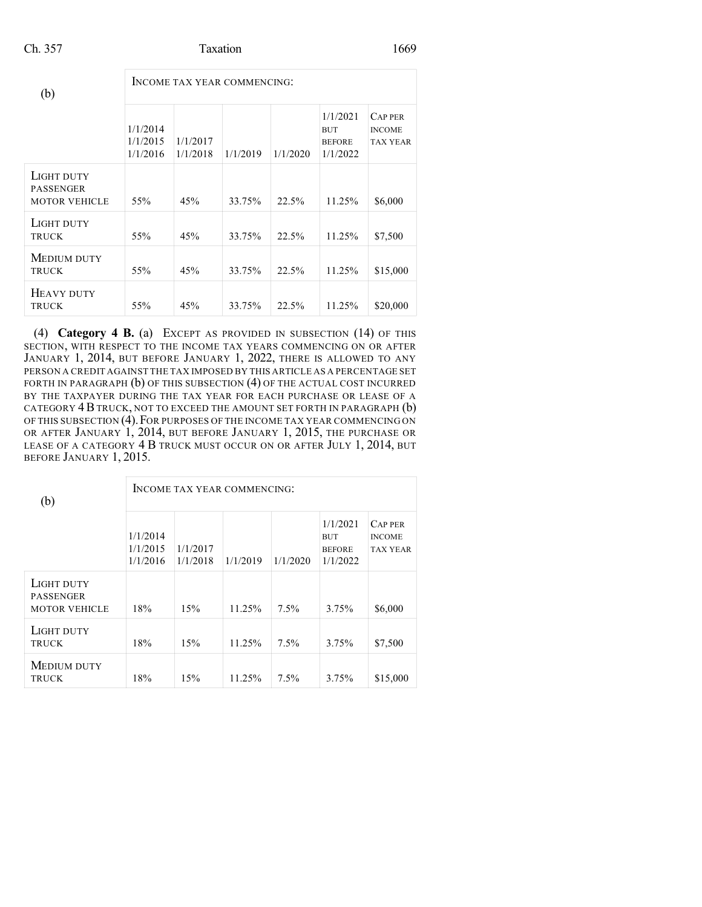| (b) | INCOME TAX YEAR COMMENCING: | | | | | |
|---|---|---|---|---|---|---|
| | 1/1/2014 1/1/2015 1/1/2016 | 1/1/2017 1/1/2018 | 1/1/2019 | 1/1/2020 | 1/1/2021 BUT BEFORE 1/1/2022 | CAP PER INCOME TAX YEAR |
| LIGHT DUTY PASSENGER MOTOR VEHICLE | 55% | 45% | 33.75% | 22.5% | 11.25% | $6,000 |
| LIGHT DUTY TRUCK | 55% | 45% | 33.75% | 22.5% | 11.25% | $7,500 |
| MEDIUM DUTY TRUCK | 55% | 45% | 33.75% | 22.5% | 11.25% | $15,000 |
| HEAVY DUTY TRUCK | 55% | 45% | 33.75% | 22.5% | 11.25% | $20,000 |

(4) **Category 4 B.** (a) EXCEPT AS PROVIDED IN SUBSECTION (14) OF THIS SECTION, WITH RESPECT TO THE INCOME TAX YEARS COMMENCING ON OR AFTER JANUARY 1, 2014, BUT BEFORE JANUARY 1, 2022, THERE IS ALLOWED TO ANY PERSON A CREDIT AGAINST THE TAX IMPOSED BY THIS ARTICLE AS A PERCENTAGE SET FORTH IN PARAGRAPH (b) OF THIS SUBSECTION (4) OF THE ACTUAL COST INCURRED BY THE TAXPAYER DURING THE TAX YEAR FOR EACH PURCHASE OR LEASE OF A CATEGORY 4 B TRUCK, NOT TO EXCEED THE AMOUNT SET FORTH IN PARAGRAPH (b) OF THIS SUBSECTION (4). FOR PURPOSES OF THE INCOME TAX YEAR COMMENCING ON OR AFTER JANUARY 1, 2014, BUT BEFORE JANUARY 1, 2015, THE PURCHASE OR LEASE OF A CATEGORY 4 B TRUCK MUST OCCUR ON OR AFTER JULY 1, 2014, BUT BEFORE JANUARY 1, 2015.

| (b) | INCOME TAX YEAR COMMENCING: | | | | | |
|---|---|---|---|---|---|---|
| | 1/1/2014 1/1/2015 1/1/2016 | 1/1/2017 1/1/2018 | 1/1/2019 | 1/1/2020 | 1/1/2021 BUT BEFORE 1/1/2022 | CAP PER INCOME TAX YEAR |
| LIGHT DUTY PASSENGER MOTOR VEHICLE | 18% | 15% | 11.25% | 7.5% | 3.75% | $6,000 |
| LIGHT DUTY TRUCK | 18% | 15% | 11.25% | 7.5% | 3.75% | $7,500 |
| MEDIUM DUTY TRUCK | 18% | 15% | 11.25% | 7.5% | 3.75% | $15,000 |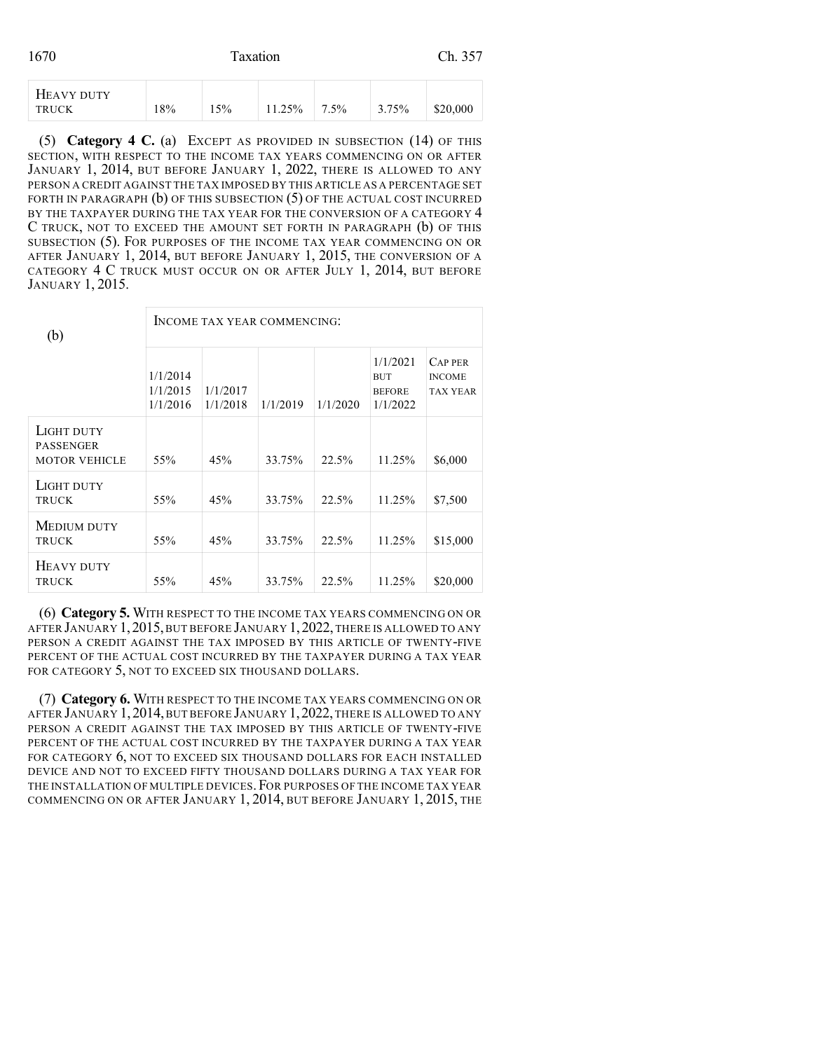| HEAVY DUTY TRUCK | 18% | 15% | 11.25% | 7.5% | 3.75% | $20,000 |
|---|---|---|---|---|---|---|

(5) **Category 4 C.** (a) EXCEPT AS PROVIDED IN SUBSECTION (14) OF THIS SECTION, WITH RESPECT TO THE INCOME TAX YEARS COMMENCING ON OR AFTER JANUARY 1, 2014, BUT BEFORE JANUARY 1, 2022, THERE IS ALLOWED TO ANY PERSON A CREDIT AGAINST THE TAX IMPOSED BY THIS ARTICLE AS A PERCENTAGE SET FORTH IN PARAGRAPH (b) OF THIS SUBSECTION (5) OF THE ACTUAL COST INCURRED BY THE TAXPAYER DURING THE TAX YEAR FOR THE CONVERSION OF A CATEGORY 4 C TRUCK, NOT TO EXCEED THE AMOUNT SET FORTH IN PARAGRAPH (b) OF THIS SUBSECTION (5). FOR PURPOSES OF THE INCOME TAX YEAR COMMENCING ON OR AFTER JANUARY 1, 2014, BUT BEFORE JANUARY 1, 2015, THE CONVERSION OF A CATEGORY 4 C TRUCK MUST OCCUR ON OR AFTER JULY 1, 2014, BUT BEFORE JANUARY 1, 2015.

| (b) | INCOME TAX YEAR COMMENCING: | | | | | |
|---|---|---|---|---|---|---|
| | 1/1/2014 1/1/2015 1/1/2016 | 1/1/2017 1/1/2018 | 1/1/2019 | 1/1/2020 | 1/1/2021 BUT BEFORE 1/1/2022 | CAP PER INCOME TAX YEAR |
| LIGHT DUTY PASSENGER MOTOR VEHICLE | 55% | 45% | 33.75% | 22.5% | 11.25% | $6,000 |
| LIGHT DUTY TRUCK | 55% | 45% | 33.75% | 22.5% | 11.25% | $7,500 |
| MEDIUM DUTY TRUCK | 55% | 45% | 33.75% | 22.5% | 11.25% | $15,000 |
| HEAVY DUTY TRUCK | 55% | 45% | 33.75% | 22.5% | 11.25% | $20,000 |

(6) **Category 5.** WITH RESPECT TO THE INCOME TAX YEARS COMMENCING ON OR AFTER JANUARY 1, 2015, BUT BEFORE JANUARY 1, 2022, THERE IS ALLOWED TO ANY PERSON A CREDIT AGAINST THE TAX IMPOSED BY THIS ARTICLE OF TWENTY-FIVE PERCENT OF THE ACTUAL COST INCURRED BY THE TAXPAYER DURING A TAX YEAR FOR CATEGORY 5, NOT TO EXCEED SIX THOUSAND DOLLARS.

(7) **Category 6.** WITH RESPECT TO THE INCOME TAX YEARS COMMENCING ON OR AFTER JANUARY 1, 2014, BUT BEFORE JANUARY 1, 2022, THERE IS ALLOWED TO ANY PERSON A CREDIT AGAINST THE TAX IMPOSED BY THIS ARTICLE OF TWENTY-FIVE PERCENT OF THE ACTUAL COST INCURRED BY THE TAXPAYER DURING A TAX YEAR FOR CATEGORY 6, NOT TO EXCEED SIX THOUSAND DOLLARS FOR EACH INSTALLED DEVICE AND NOT TO EXCEED FIFTY THOUSAND DOLLARS DURING A TAX YEAR FOR THE INSTALLATION OF MULTIPLE DEVICES. FOR PURPOSES OF THE INCOME TAX YEAR COMMENCING ON OR AFTER JANUARY 1, 2014, BUT BEFORE JANUARY 1, 2015, THE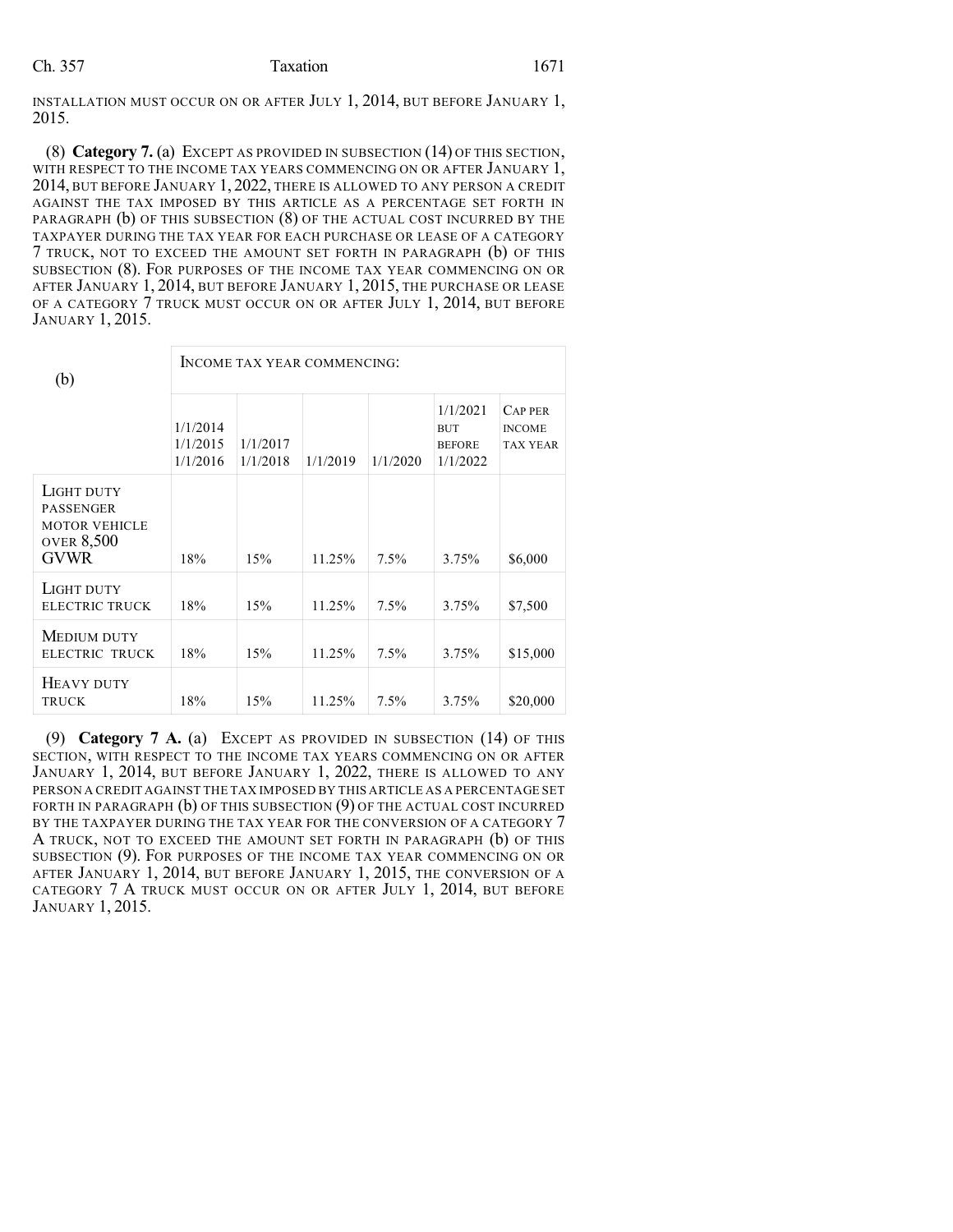INSTALLATION MUST OCCUR ON OR AFTER JULY 1, 2014, BUT BEFORE JANUARY 1, 2015.

(8) **Category 7.** (a) EXCEPT AS PROVIDED IN SUBSECTION (14) OF THIS SECTION, WITH RESPECT TO THE INCOME TAX YEARS COMMENCING ON OR AFTER JANUARY 1, 2014, BUT BEFORE JANUARY 1, 2022, THERE IS ALLOWED TO ANY PERSON A CREDIT AGAINST THE TAX IMPOSED BY THIS ARTICLE AS A PERCENTAGE SET FORTH IN PARAGRAPH (b) OF THIS SUBSECTION (8) OF THE ACTUAL COST INCURRED BY THE TAXPAYER DURING THE TAX YEAR FOR EACH PURCHASE OR LEASE OF A CATEGORY 7 TRUCK, NOT TO EXCEED THE AMOUNT SET FORTH IN PARAGRAPH (b) OF THIS SUBSECTION (8). FOR PURPOSES OF THE INCOME TAX YEAR COMMENCING ON OR AFTER JANUARY 1, 2014, BUT BEFORE JANUARY 1, 2015, THE PURCHASE OR LEASE OF A CATEGORY 7 TRUCK MUST OCCUR ON OR AFTER JULY 1, 2014, BUT BEFORE JANUARY 1, 2015.

| (b) | INCOME TAX YEAR COMMENCING: | | | | | |
|---|---|---|---|---|---|---|
| | 1/1/2014 1/1/2015 1/1/2016 | 1/1/2017 1/1/2018 | 1/1/2019 | 1/1/2020 | 1/1/2021 BUT BEFORE 1/1/2022 | CAP PER INCOME TAX YEAR |
| LIGHT DUTY PASSENGER MOTOR VEHICLE OVER 8,500 GVWR | 18% | 15% | 11.25% | 7.5% | 3.75% | $6,000 |
| LIGHT DUTY ELECTRIC TRUCK | 18% | 15% | 11.25% | 7.5% | 3.75% | $7,500 |
| MEDIUM DUTY ELECTRIC TRUCK | 18% | 15% | 11.25% | 7.5% | 3.75% | $15,000 |
| HEAVY DUTY TRUCK | 18% | 15% | 11.25% | 7.5% | 3.75% | $20,000 |

(9) **Category 7 A.** (a) EXCEPT AS PROVIDED IN SUBSECTION (14) OF THIS SECTION, WITH RESPECT TO THE INCOME TAX YEARS COMMENCING ON OR AFTER JANUARY 1, 2014, BUT BEFORE JANUARY 1, 2022, THERE IS ALLOWED TO ANY PERSON A CREDIT AGAINST THE TAX IMPOSED BY THIS ARTICLE AS A PERCENTAGE SET FORTH IN PARAGRAPH (b) OF THIS SUBSECTION (9) OF THE ACTUAL COST INCURRED BY THE TAXPAYER DURING THE TAX YEAR FOR THE CONVERSION OF A CATEGORY 7 A TRUCK, NOT TO EXCEED THE AMOUNT SET FORTH IN PARAGRAPH (b) OF THIS SUBSECTION (9). FOR PURPOSES OF THE INCOME TAX YEAR COMMENCING ON OR AFTER JANUARY 1, 2014, BUT BEFORE JANUARY 1, 2015, THE CONVERSION OF A CATEGORY 7 A TRUCK MUST OCCUR ON OR AFTER JULY 1, 2014, BUT BEFORE JANUARY 1, 2015.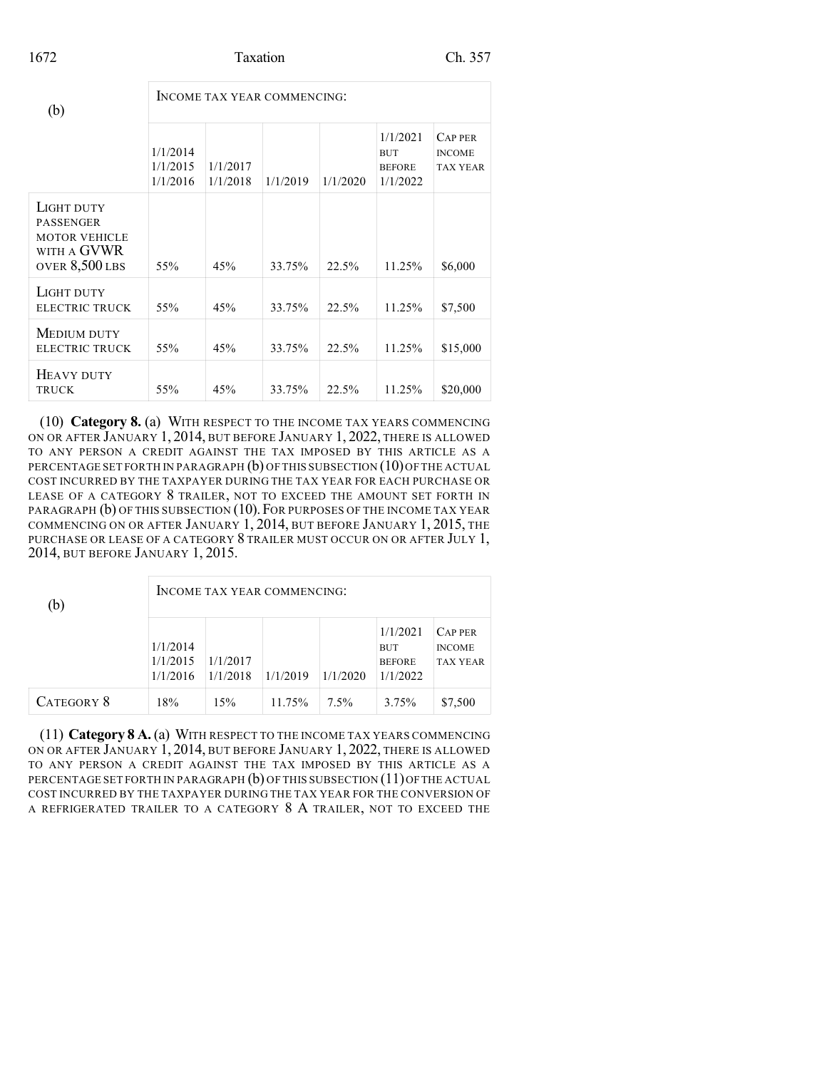| (b) | INCOME TAX YEAR COMMENCING: | | | | | |
|---|---|---|---|---|---|---|
| | 1/1/2014 1/1/2015 1/1/2016 | 1/1/2017 1/1/2018 | 1/1/2019 | 1/1/2020 | 1/1/2021 BUT BEFORE 1/1/2022 | CAP PER INCOME TAX YEAR |
| LIGHT DUTY PASSENGER MOTOR VEHICLE WITH A GVWR OVER 8,500 LBS | 55% | 45% | 33.75% | 22.5% | 11.25% | $6,000 |
| LIGHT DUTY ELECTRIC TRUCK | 55% | 45% | 33.75% | 22.5% | 11.25% | $7,500 |
| MEDIUM DUTY ELECTRIC TRUCK | 55% | 45% | 33.75% | 22.5% | 11.25% | $15,000 |
| HEAVY DUTY TRUCK | 55% | 45% | 33.75% | 22.5% | 11.25% | $20,000 |

(10) **Category 8.** (a) WITH RESPECT TO THE INCOME TAX YEARS COMMENCING ON OR AFTER JANUARY 1, 2014, BUT BEFORE JANUARY 1, 2022, THERE IS ALLOWED TO ANY PERSON A CREDIT AGAINST THE TAX IMPOSED BY THIS ARTICLE AS A PERCENTAGE SET FORTH IN PARAGRAPH (b) OF THIS SUBSECTION (10) OF THE ACTUAL COST INCURRED BY THE TAXPAYER DURING THE TAX YEAR FOR EACH PURCHASE OR LEASE OF A CATEGORY 8 TRAILER, NOT TO EXCEED THE AMOUNT SET FORTH IN PARAGRAPH (b) OF THIS SUBSECTION (10). FOR PURPOSES OF THE INCOME TAX YEAR COMMENCING ON OR AFTER JANUARY 1, 2014, BUT BEFORE JANUARY 1, 2015, THE PURCHASE OR LEASE OF A CATEGORY 8 TRAILER MUST OCCUR ON OR AFTER JULY 1, 2014, BUT BEFORE JANUARY 1, 2015.

| (b) | INCOME TAX YEAR COMMENCING: | | | | | |
|---|---|---|---|---|---|---|
| | 1/1/2014 1/1/2015 1/1/2016 | 1/1/2017 1/1/2018 | 1/1/2019 | 1/1/2020 | 1/1/2021 BUT BEFORE 1/1/2022 | CAP PER INCOME TAX YEAR |
| CATEGORY 8 | 18% | 15% | 11.75% | 7.5% | 3.75% | $7,500 |

(11) **Category 8 A.** (a) WITH RESPECT TO THE INCOME TAX YEARS COMMENCING ON OR AFTER JANUARY 1, 2014, BUT BEFORE JANUARY 1, 2022, THERE IS ALLOWED TO ANY PERSON A CREDIT AGAINST THE TAX IMPOSED BY THIS ARTICLE AS A PERCENTAGE SET FORTH IN PARAGRAPH (b) OF THIS SUBSECTION (11) OF THE ACTUAL COST INCURRED BY THE TAXPAYER DURING THE TAX YEAR FOR THE CONVERSION OF A REFRIGERATED TRAILER TO A CATEGORY 8 A TRAILER, NOT TO EXCEED THE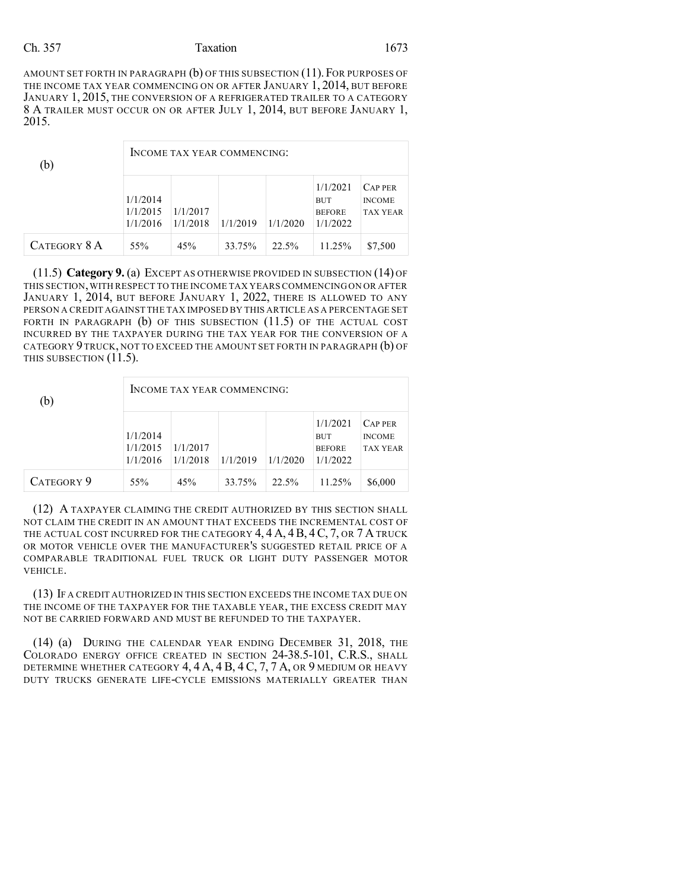AMOUNT SET FORTH IN PARAGRAPH (b) OF THIS SUBSECTION (11). FOR PURPOSES OF THE INCOME TAX YEAR COMMENCING ON OR AFTER JANUARY 1, 2014, BUT BEFORE JANUARY 1, 2015, THE CONVERSION OF A REFRIGERATED TRAILER TO A CATEGORY 8 A TRAILER MUST OCCUR ON OR AFTER JULY 1, 2014, BUT BEFORE JANUARY 1, 2015.

| (b) | INCOME TAX YEAR COMMENCING: | | | | | |
|---|---|---|---|---|---|---|
| | 1/1/2014 1/1/2015 1/1/2016 | 1/1/2017 1/1/2018 | 1/1/2019 | 1/1/2020 | 1/1/2021 BUT BEFORE 1/1/2022 | CAP PER INCOME TAX YEAR |
| CATEGORY 8 A | 55% | 45% | 33.75% | 22.5% | 11.25% | $7,500 |

(11.5) **Category 9.** (a) EXCEPT AS OTHERWISE PROVIDED IN SUBSECTION (14) OF THIS SECTION, WITH RESPECT TO THE INCOME TAX YEARS COMMENCING ON OR AFTER JANUARY 1, 2014, BUT BEFORE JANUARY 1, 2022, THERE IS ALLOWED TO ANY PERSON A CREDIT AGAINST THE TAX IMPOSED BY THIS ARTICLE AS A PERCENTAGE SET FORTH IN PARAGRAPH (b) OF THIS SUBSECTION (11.5) OF THE ACTUAL COST INCURRED BY THE TAXPAYER DURING THE TAX YEAR FOR THE CONVERSION OF A CATEGORY 9 TRUCK, NOT TO EXCEED THE AMOUNT SET FORTH IN PARAGRAPH (b) OF THIS SUBSECTION (11.5).

| (b) | INCOME TAX YEAR COMMENCING: | | | | | |
|---|---|---|---|---|---|---|
| | 1/1/2014 1/1/2015 1/1/2016 | 1/1/2017 1/1/2018 | 1/1/2019 | 1/1/2020 | 1/1/2021 BUT BEFORE 1/1/2022 | CAP PER INCOME TAX YEAR |
| CATEGORY 9 | 55% | 45% | 33.75% | 22.5% | 11.25% | $6,000 |

(12) A TAXPAYER CLAIMING THE CREDIT AUTHORIZED BY THIS SECTION SHALL NOT CLAIM THE CREDIT IN AN AMOUNT THAT EXCEEDS THE INCREMENTAL COST OF THE ACTUAL COST INCURRED FOR THE CATEGORY 4, 4 A, 4 B, 4 C, 7, OR 7 A TRUCK OR MOTOR VEHICLE OVER THE MANUFACTURER'S SUGGESTED RETAIL PRICE OF A COMPARABLE TRADITIONAL FUEL TRUCK OR LIGHT DUTY PASSENGER MOTOR VEHICLE.

(13) IF A CREDIT AUTHORIZED IN THIS SECTION EXCEEDS THE INCOME TAX DUE ON THE INCOME OF THE TAXPAYER FOR THE TAXABLE YEAR, THE EXCESS CREDIT MAY NOT BE CARRIED FORWARD AND MUST BE REFUNDED TO THE TAXPAYER.

(14) (a) DURING THE CALENDAR YEAR ENDING DECEMBER 31, 2018, THE COLORADO ENERGY OFFICE CREATED IN SECTION 24-38.5-101, C.R.S., SHALL DETERMINE WHETHER CATEGORY 4, 4 A, 4 B, 4 C, 7, 7 A, OR 9 MEDIUM OR HEAVY DUTY TRUCKS GENERATE LIFE-CYCLE EMISSIONS MATERIALLY GREATER THAN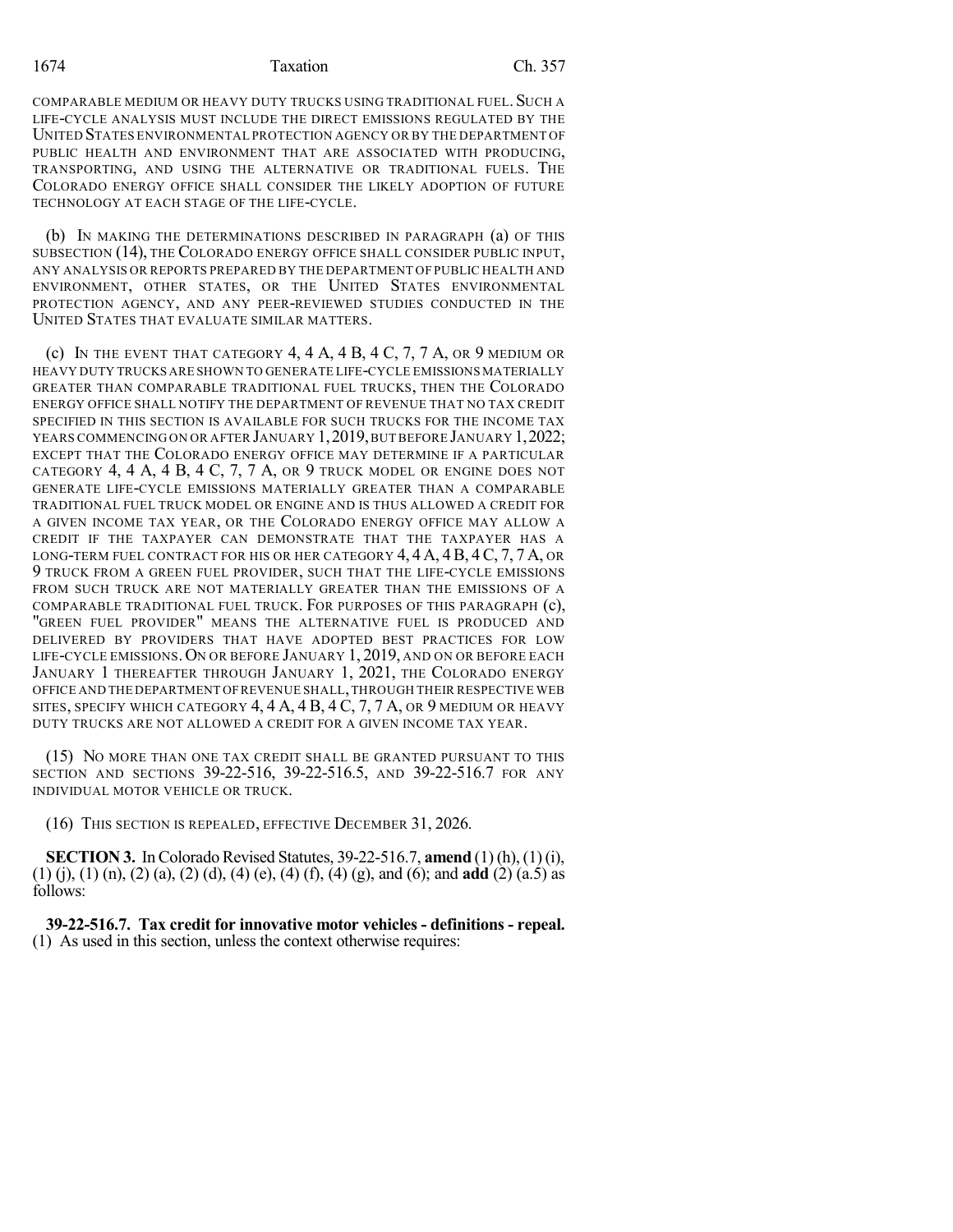COMPARABLE MEDIUM OR HEAVY DUTY TRUCKS USING TRADITIONAL FUEL. SUCH A LIFE-CYCLE ANALYSIS MUST INCLUDE THE DIRECT EMISSIONS REGULATED BY THE UNITED STATES ENVIRONMENTAL PROTECTION AGENCY OR BY THE DEPARTMENT OF PUBLIC HEALTH AND ENVIRONMENT THAT ARE ASSOCIATED WITH PRODUCING, TRANSPORTING, AND USING THE ALTERNATIVE OR TRADITIONAL FUELS. THE COLORADO ENERGY OFFICE SHALL CONSIDER THE LIKELY ADOPTION OF FUTURE TECHNOLOGY AT EACH STAGE OF THE LIFE-CYCLE.

(b) IN MAKING THE DETERMINATIONS DESCRIBED IN PARAGRAPH (a) OF THIS SUBSECTION (14), THE COLORADO ENERGY OFFICE SHALL CONSIDER PUBLIC INPUT, ANY ANALYSIS OR REPORTS PREPARED BY THE DEPARTMENT OF PUBLIC HEALTH AND ENVIRONMENT, OTHER STATES, OR THE UNITED STATES ENVIRONMENTAL PROTECTION AGENCY, AND ANY PEER-REVIEWED STUDIES CONDUCTED IN THE UNITED STATES THAT EVALUATE SIMILAR MATTERS.

(c) IN THE EVENT THAT CATEGORY 4, 4 A, 4 B, 4 C, 7, 7 A, OR 9 MEDIUM OR HEAVY DUTY TRUCKS ARE SHOWN TO GENERATE LIFE-CYCLE EMISSIONS MATERIALLY GREATER THAN COMPARABLE TRADITIONAL FUEL TRUCKS, THEN THE COLORADO ENERGY OFFICE SHALL NOTIFY THE DEPARTMENT OF REVENUE THAT NO TAX CREDIT SPECIFIED IN THIS SECTION IS AVAILABLE FOR SUCH TRUCKS FOR THE INCOME TAX YEARS COMMENCING ON OR AFTER JANUARY 1, 2019, BUT BEFORE JANUARY 1, 2022; EXCEPT THAT THE COLORADO ENERGY OFFICE MAY DETERMINE IF A PARTICULAR CATEGORY 4, 4 A, 4 B, 4 C, 7, 7 A, OR 9 TRUCK MODEL OR ENGINE DOES NOT GENERATE LIFE-CYCLE EMISSIONS MATERIALLY GREATER THAN A COMPARABLE TRADITIONAL FUEL TRUCK MODEL OR ENGINE AND IS THUS ALLOWED A CREDIT FOR A GIVEN INCOME TAX YEAR, OR THE COLORADO ENERGY OFFICE MAY ALLOW A CREDIT IF THE TAXPAYER CAN DEMONSTRATE THAT THE TAXPAYER HAS A LONG-TERM FUEL CONTRACT FOR HIS OR HER CATEGORY 4, 4 A, 4 B, 4 C, 7, 7 A, OR 9 TRUCK FROM A GREEN FUEL PROVIDER, SUCH THAT THE LIFE-CYCLE EMISSIONS FROM SUCH TRUCK ARE NOT MATERIALLY GREATER THAN THE EMISSIONS OF A COMPARABLE TRADITIONAL FUEL TRUCK. FOR PURPOSES OF THIS PARAGRAPH (c), "GREEN FUEL PROVIDER" MEANS THE ALTERNATIVE FUEL IS PRODUCED AND DELIVERED BY PROVIDERS THAT HAVE ADOPTED BEST PRACTICES FOR LOW LIFE-CYCLE EMISSIONS. ON OR BEFORE JANUARY 1, 2019, AND ON OR BEFORE EACH JANUARY 1 THEREAFTER THROUGH JANUARY 1, 2021, THE COLORADO ENERGY OFFICE AND THE DEPARTMENT OF REVENUE SHALL, THROUGH THEIR RESPECTIVE WEB SITES, SPECIFY WHICH CATEGORY 4, 4 A, 4 B, 4 C, 7, 7 A, OR 9 MEDIUM OR HEAVY DUTY TRUCKS ARE NOT ALLOWED A CREDIT FOR A GIVEN INCOME TAX YEAR.

(15) NO MORE THAN ONE TAX CREDIT SHALL BE GRANTED PURSUANT TO THIS SECTION AND SECTIONS 39-22-516, 39-22-516.5, AND 39-22-516.7 FOR ANY INDIVIDUAL MOTOR VEHICLE OR TRUCK.

(16) THIS SECTION IS REPEALED, EFFECTIVE DECEMBER 31, 2026.

**SECTION 3.** In Colorado Revised Statutes, 39-22-516.7, **amend** (1) (h), (1) (i), (1) (j), (1) (n), (2) (a), (2) (d), (4) (e), (4) (f), (4) (g), and (6); and **add** (2) (a.5) as follows:

**39-22-516.7. Tax credit for innovative motor vehicles - definitions - repeal.** (1) As used in this section, unless the context otherwise requires: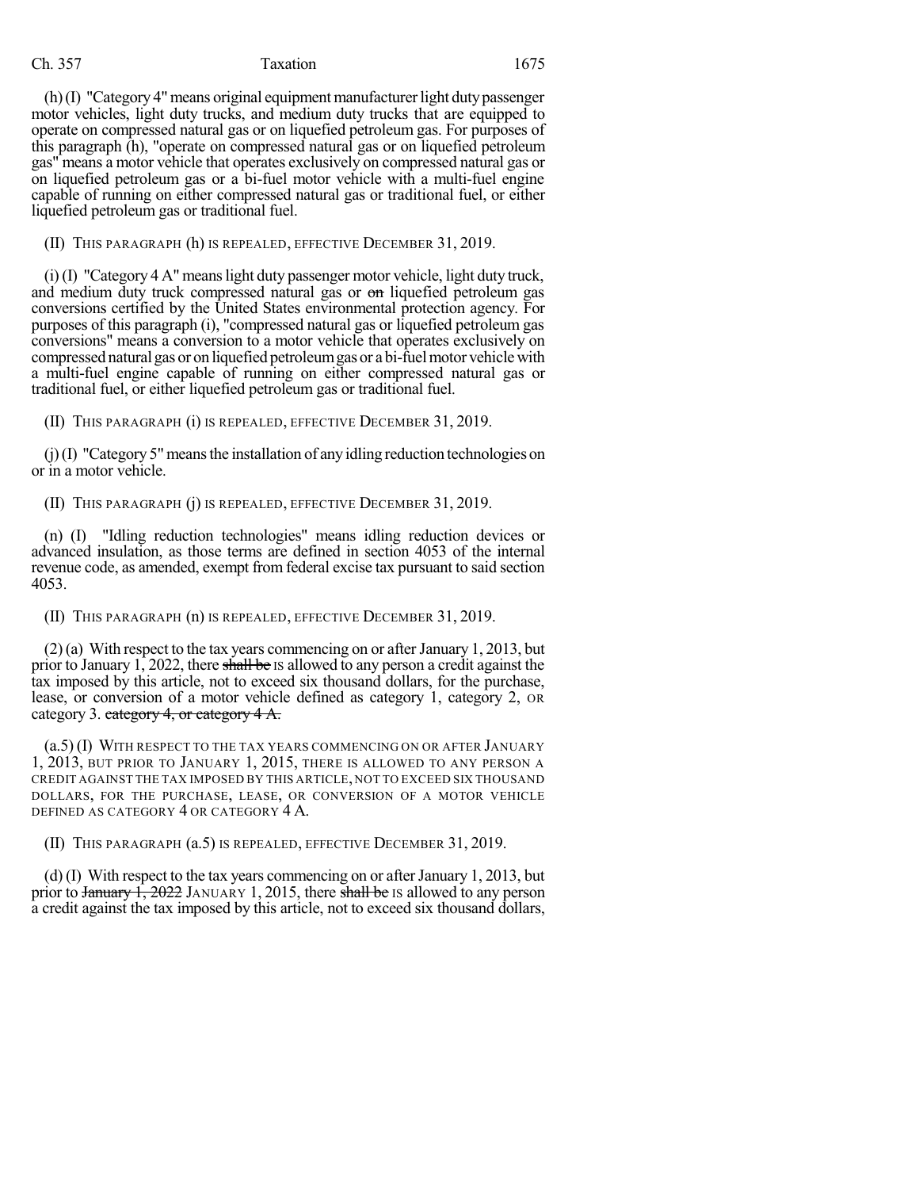(h) (I) "Category 4" means original equipment manufacturer light duty passenger motor vehicles, light duty trucks, and medium duty trucks that are equipped to operate on compressed natural gas or on liquefied petroleum gas. For purposes of this paragraph (h), "operate on compressed natural gas or on liquefied petroleum gas" means a motor vehicle that operates exclusively on compressed natural gas or on liquefied petroleum gas or a bi-fuel motor vehicle with a multi-fuel engine capable of running on either compressed natural gas or traditional fuel, or either liquefied petroleum gas or traditional fuel.

(II) THIS PARAGRAPH (h) IS REPEALED, EFFECTIVE DECEMBER 31, 2019.

(i) (I) "Category 4 A" means light duty passenger motor vehicle, light duty truck, and medium duty truck compressed natural gas or ~~on~~ liquefied petroleum gas conversions certified by the United States environmental protection agency. For purposes of this paragraph (i), "compressed natural gas or liquefied petroleum gas conversions" means a conversion to a motor vehicle that operates exclusively on compressed natural gas or on liquefied petroleum gas or a bi-fuel motor vehicle with a multi-fuel engine capable of running on either compressed natural gas or traditional fuel, or either liquefied petroleum gas or traditional fuel.

(II) THIS PARAGRAPH (i) IS REPEALED, EFFECTIVE DECEMBER 31, 2019.

(j) (I) "Category 5" means the installation of any idling reduction technologies on or in a motor vehicle.

(II) THIS PARAGRAPH (j) IS REPEALED, EFFECTIVE DECEMBER 31, 2019.

(n) (I) "Idling reduction technologies" means idling reduction devices or advanced insulation, as those terms are defined in section 4053 of the internal revenue code, as amended, exempt from federal excise tax pursuant to said section 4053.

(II) THIS PARAGRAPH (n) IS REPEALED, EFFECTIVE DECEMBER 31, 2019.

(2) (a) With respect to the tax years commencing on or after January 1, 2013, but prior to January 1, 2022, there ~~shall be~~ IS allowed to any person a credit against the tax imposed by this article, not to exceed six thousand dollars, for the purchase, lease, or conversion of a motor vehicle defined as category 1, category 2, OR category 3. ~~category 4, or category 4 A.~~

(a.5) (I) WITH RESPECT TO THE TAX YEARS COMMENCING ON OR AFTER JANUARY 1, 2013, BUT PRIOR TO JANUARY 1, 2015, THERE IS ALLOWED TO ANY PERSON A CREDIT AGAINST THE TAX IMPOSED BY THIS ARTICLE, NOT TO EXCEED SIX THOUSAND DOLLARS, FOR THE PURCHASE, LEASE, OR CONVERSION OF A MOTOR VEHICLE DEFINED AS CATEGORY 4 OR CATEGORY 4 A.

(II) THIS PARAGRAPH (a.5) IS REPEALED, EFFECTIVE DECEMBER 31, 2019.

(d) (I) With respect to the tax years commencing on or after January 1, 2013, but prior to ~~January 1, 2022~~ JANUARY 1, 2015, there ~~shall be~~ IS allowed to any person a credit against the tax imposed by this article, not to exceed six thousand dollars,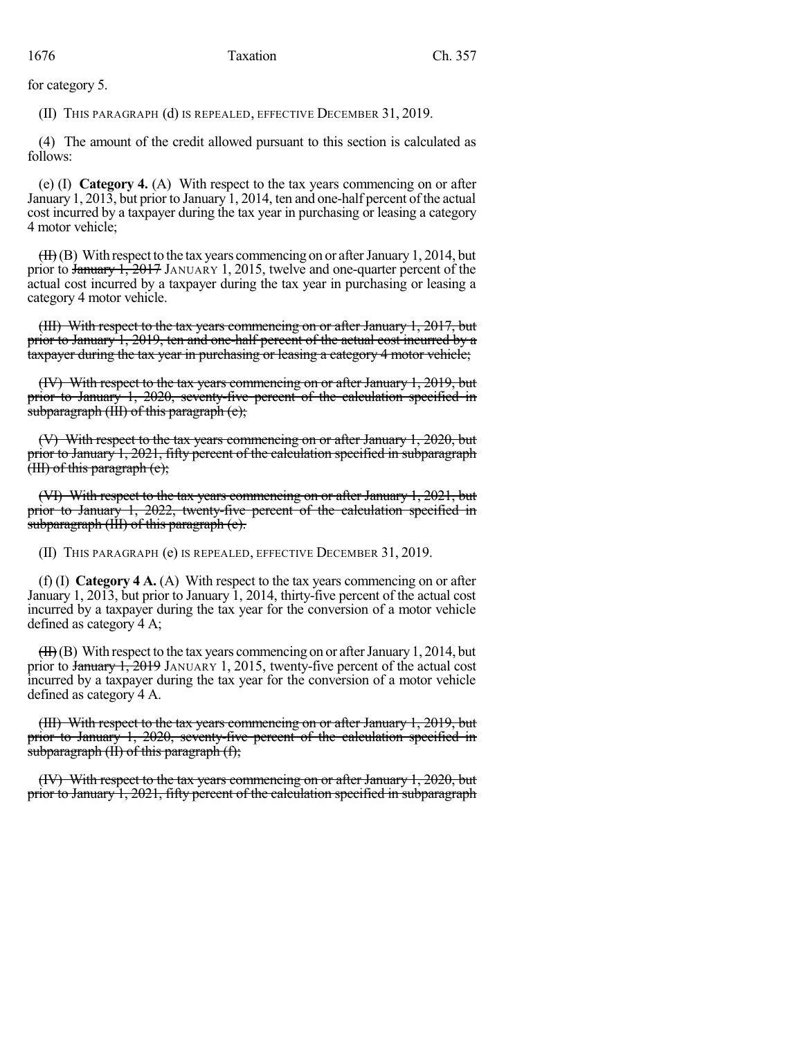for category 5.

(II) THIS PARAGRAPH (d) IS REPEALED, EFFECTIVE DECEMBER 31, 2019.

(4) The amount of the credit allowed pursuant to this section is calculated as follows:

(e) (I) **Category 4.** (A) With respect to the tax years commencing on or after January 1, 2013, but prior to January 1, 2014, ten and one-half percent of the actual cost incurred by a taxpayer during the tax year in purchasing or leasing a category 4 motor vehicle;

~~(II)~~ (B) With respect to the tax years commencing on or after January 1, 2014, but prior to ~~January 1, 2017~~ JANUARY 1, 2015, twelve and one-quarter percent of the actual cost incurred by a taxpayer during the tax year in purchasing or leasing a category 4 motor vehicle.

~~(III) With respect to the tax years commencing on or after January 1, 2017, but prior to January 1, 2019, ten and one-half percent of the actual cost incurred by a taxpayer during the tax year in purchasing or leasing a category 4 motor vehicle;~~

~~(IV) With respect to the tax years commencing on or after January 1, 2019, but prior to January 1, 2020, seventy-five percent of the calculation specified in subparagraph (III) of this paragraph (e);~~

~~(V) With respect to the tax years commencing on or after January 1, 2020, but prior to January 1, 2021, fifty percent of the calculation specified in subparagraph (III) of this paragraph (e);~~

~~(VI) With respect to the tax years commencing on or after January 1, 2021, but prior to January 1, 2022, twenty-five percent of the calculation specified in subparagraph (III) of this paragraph (e).~~

(II) THIS PARAGRAPH (e) IS REPEALED, EFFECTIVE DECEMBER 31, 2019.

(f) (I) **Category 4 A.** (A) With respect to the tax years commencing on or after January 1, 2013, but prior to January 1, 2014, thirty-five percent of the actual cost incurred by a taxpayer during the tax year for the conversion of a motor vehicle defined as category 4 A;

~~(II)~~ (B) With respect to the tax years commencing on or after January 1, 2014, but prior to ~~January 1, 2019~~ JANUARY 1, 2015, twenty-five percent of the actual cost incurred by a taxpayer during the tax year for the conversion of a motor vehicle defined as category 4 A.

~~(III) With respect to the tax years commencing on or after January 1, 2019, but prior to January 1, 2020, seventy-five percent of the calculation specified in subparagraph (II) of this paragraph (f);~~

~~(IV) With respect to the tax years commencing on or after January 1, 2020, but prior to January 1, 2021, fifty percent of the calculation specified in subparagraph~~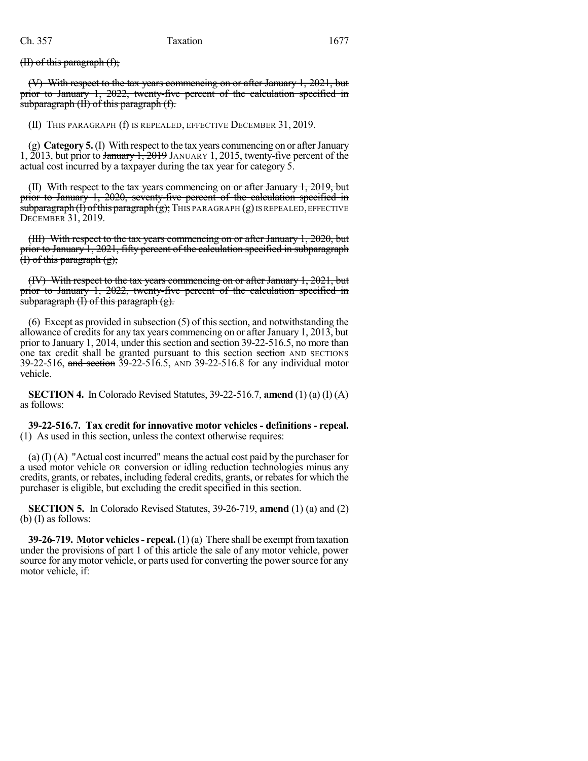~~(II) of this paragraph (f);~~

~~(V) With respect to the tax years commencing on or after January 1, 2021, but prior to January 1, 2022, twenty-five percent of the calculation specified in subparagraph (II) of this paragraph (f).~~

(II) THIS PARAGRAPH (f) IS REPEALED, EFFECTIVE DECEMBER 31, 2019.

(g) **Category 5.** (I) With respect to the tax years commencing on or after January 1, 2013, but prior to ~~January 1, 2019~~ JANUARY 1, 2015, twenty-five percent of the actual cost incurred by a taxpayer during the tax year for category 5.

(II) ~~With respect to the tax years commencing on or after January 1, 2019, but prior to January 1, 2020, seventy-five percent of the calculation specified in subparagraph (I) of this paragraph (g);~~ THIS PARAGRAPH (g) IS REPEALED, EFFECTIVE DECEMBER 31, 2019.

~~(III) With respect to the tax years commencing on or after January 1, 2020, but prior to January 1, 2021, fifty percent of the calculation specified in subparagraph (I) of this paragraph (g);~~

~~(IV) With respect to the tax years commencing on or after January 1, 2021, but prior to January 1, 2022, twenty-five percent of the calculation specified in subparagraph (I) of this paragraph (g).~~

(6) Except as provided in subsection (5) of this section, and notwithstanding the allowance of credits for any tax years commencing on or after January 1, 2013, but prior to January 1, 2014, under this section and section 39-22-516.5, no more than one tax credit shall be granted pursuant to this ~~section~~ section AND SECTIONS 39-22-516, ~~and section~~ 39-22-516.5, AND 39-22-516.8 for any individual motor vehicle.

**SECTION 4.** In Colorado Revised Statutes, 39-22-516.7, **amend** (1) (a) (I) (A) as follows:

**39-22-516.7. Tax credit for innovative motor vehicles - definitions - repeal.** (1) As used in this section, unless the context otherwise requires:

(a) (I) (A) "Actual cost incurred" means the actual cost paid by the purchaser for a used motor vehicle OR conversion ~~or idling reduction technologies~~ minus any credits, grants, or rebates, including federal credits, grants, or rebates for which the purchaser is eligible, but excluding the credit specified in this section.

**SECTION 5.** In Colorado Revised Statutes, 39-26-719, **amend** (1) (a) and (2) (b) (I) as follows:

**39-26-719. Motor vehicles - repeal.** (1) (a) There shall be exempt from taxation under the provisions of part 1 of this article the sale of any motor vehicle, power source for any motor vehicle, or parts used for converting the power source for any motor vehicle, if: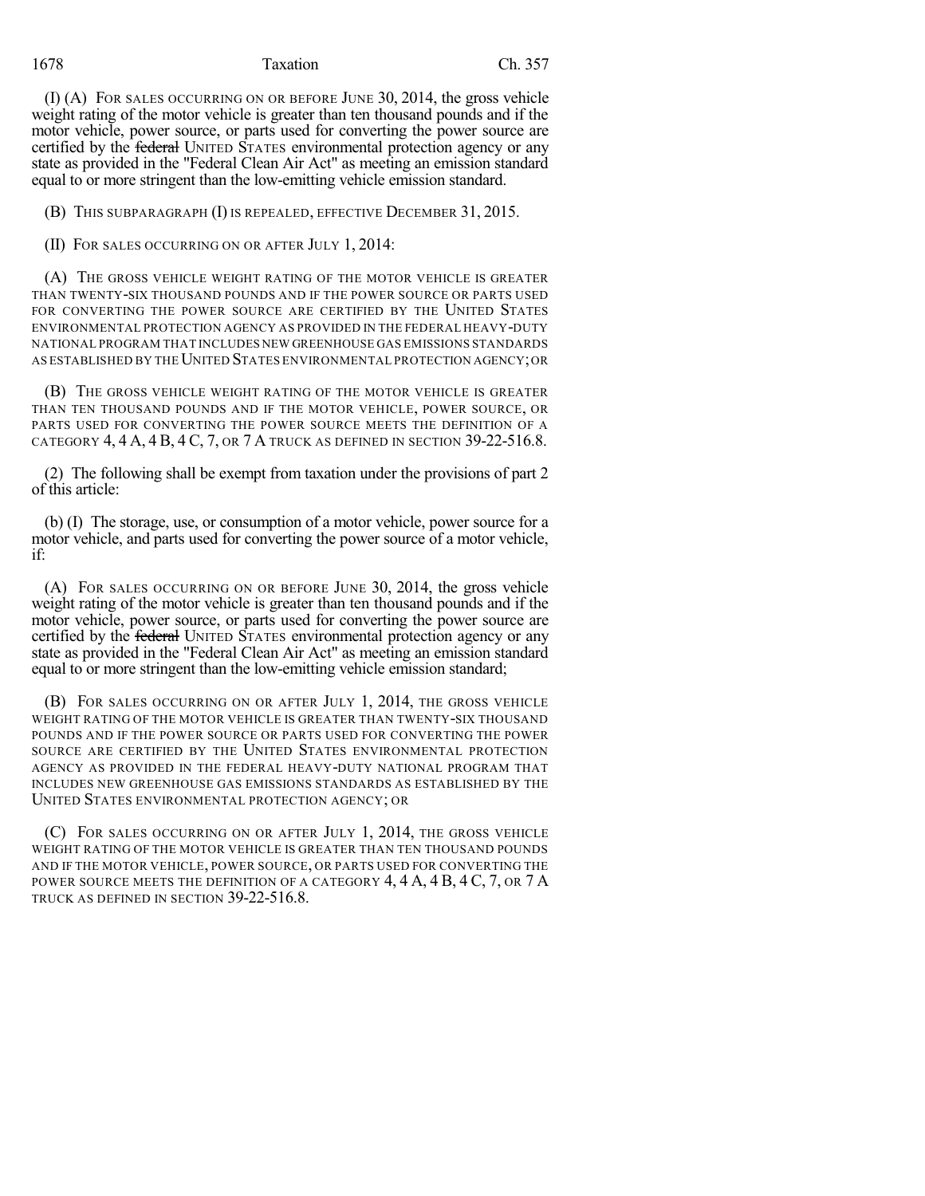(I) (A) FOR SALES OCCURRING ON OR BEFORE JUNE 30, 2014, the gross vehicle weight rating of the motor vehicle is greater than ten thousand pounds and if the motor vehicle, power source, or parts used for converting the power source are certified by the ~~federal~~ UNITED STATES environmental protection agency or any state as provided in the "Federal Clean Air Act" as meeting an emission standard equal to or more stringent than the low-emitting vehicle emission standard.

(B) THIS SUBPARAGRAPH (I) IS REPEALED, EFFECTIVE DECEMBER 31, 2015.

(II) FOR SALES OCCURRING ON OR AFTER JULY 1, 2014:

(A) THE GROSS VEHICLE WEIGHT RATING OF THE MOTOR VEHICLE IS GREATER THAN TWENTY-SIX THOUSAND POUNDS AND IF THE POWER SOURCE OR PARTS USED FOR CONVERTING THE POWER SOURCE ARE CERTIFIED BY THE UNITED STATES ENVIRONMENTAL PROTECTION AGENCY AS PROVIDED IN THE FEDERAL HEAVY-DUTY NATIONAL PROGRAM THAT INCLUDES NEW GREENHOUSE GAS EMISSIONS STANDARDS AS ESTABLISHED BY THE UNITED STATES ENVIRONMENTAL PROTECTION AGENCY; OR

(B) THE GROSS VEHICLE WEIGHT RATING OF THE MOTOR VEHICLE IS GREATER THAN TEN THOUSAND POUNDS AND IF THE MOTOR VEHICLE, POWER SOURCE, OR PARTS USED FOR CONVERTING THE POWER SOURCE MEETS THE DEFINITION OF A CATEGORY 4, 4 A, 4 B, 4 C, 7, OR 7 A TRUCK AS DEFINED IN SECTION 39-22-516.8.

(2) The following shall be exempt from taxation under the provisions of part 2 of this article:

(b) (I) The storage, use, or consumption of a motor vehicle, power source for a motor vehicle, and parts used for converting the power source of a motor vehicle, if:

(A) FOR SALES OCCURRING ON OR BEFORE JUNE 30, 2014, the gross vehicle weight rating of the motor vehicle is greater than ten thousand pounds and if the motor vehicle, power source, or parts used for converting the power source are certified by the ~~federal~~ UNITED STATES environmental protection agency or any state as provided in the "Federal Clean Air Act" as meeting an emission standard equal to or more stringent than the low-emitting vehicle emission standard;

(B) FOR SALES OCCURRING ON OR AFTER JULY 1, 2014, THE GROSS VEHICLE WEIGHT RATING OF THE MOTOR VEHICLE IS GREATER THAN TWENTY-SIX THOUSAND POUNDS AND IF THE POWER SOURCE OR PARTS USED FOR CONVERTING THE POWER SOURCE ARE CERTIFIED BY THE UNITED STATES ENVIRONMENTAL PROTECTION AGENCY AS PROVIDED IN THE FEDERAL HEAVY-DUTY NATIONAL PROGRAM THAT INCLUDES NEW GREENHOUSE GAS EMISSIONS STANDARDS AS ESTABLISHED BY THE UNITED STATES ENVIRONMENTAL PROTECTION AGENCY; OR

(C) FOR SALES OCCURRING ON OR AFTER JULY 1, 2014, THE GROSS VEHICLE WEIGHT RATING OF THE MOTOR VEHICLE IS GREATER THAN TEN THOUSAND POUNDS AND IF THE MOTOR VEHICLE, POWER SOURCE, OR PARTS USED FOR CONVERTING THE POWER SOURCE MEETS THE DEFINITION OF A CATEGORY 4, 4 A, 4 B, 4 C, 7, OR 7 A TRUCK AS DEFINED IN SECTION 39-22-516.8.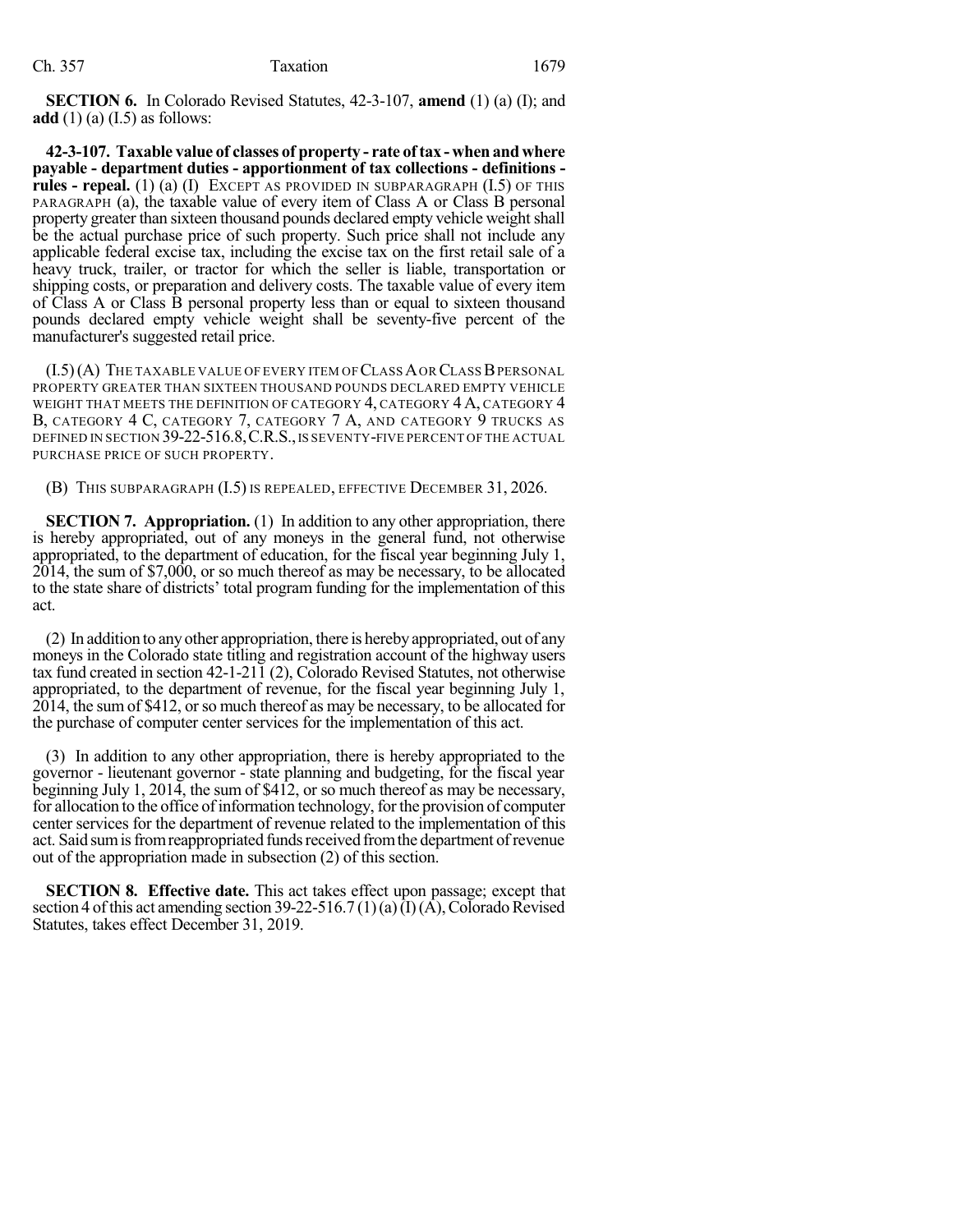**SECTION 6.** In Colorado Revised Statutes, 42-3-107, **amend** (1) (a) (I); and **add** (1) (a) (I.5) as follows:

**42-3-107. Taxable value of classes of property - rate of tax - when and where payable - department duties - apportionment of tax collections - definitions - rules - repeal.** (1) (a) (I) EXCEPT AS PROVIDED IN SUBPARAGRAPH (I.5) OF THIS PARAGRAPH (a), the taxable value of every item of Class A or Class B personal property greater than sixteen thousand pounds declared empty vehicle weight shall be the actual purchase price of such property. Such price shall not include any applicable federal excise tax, including the excise tax on the first retail sale of a heavy truck, trailer, or tractor for which the seller is liable, transportation or shipping costs, or preparation and delivery costs. The taxable value of every item of Class A or Class B personal property less than or equal to sixteen thousand pounds declared empty vehicle weight shall be seventy-five percent of the manufacturer's suggested retail price.

(I.5) (A) THE TAXABLE VALUE OF EVERY ITEM OF CLASS A OR CLASS B PERSONAL PROPERTY GREATER THAN SIXTEEN THOUSAND POUNDS DECLARED EMPTY VEHICLE WEIGHT THAT MEETS THE DEFINITION OF CATEGORY 4, CATEGORY 4 A, CATEGORY 4 B, CATEGORY 4 C, CATEGORY 7, CATEGORY 7 A, AND CATEGORY 9 TRUCKS AS DEFINED IN SECTION 39-22-516.8, C.R.S., IS SEVENTY-FIVE PERCENT OF THE ACTUAL PURCHASE PRICE OF SUCH PROPERTY.

(B) THIS SUBPARAGRAPH (I.5) IS REPEALED, EFFECTIVE DECEMBER 31, 2026.

**SECTION 7. Appropriation.** (1) In addition to any other appropriation, there is hereby appropriated, out of any moneys in the general fund, not otherwise appropriated, to the department of education, for the fiscal year beginning July 1, 2014, the sum of $7,000, or so much thereof as may be necessary, to be allocated to the state share of districts' total program funding for the implementation of this act.

(2) In addition to any other appropriation, there is hereby appropriated, out of any moneys in the Colorado state titling and registration account of the highway users tax fund created in section 42-1-211 (2), Colorado Revised Statutes, not otherwise appropriated, to the department of revenue, for the fiscal year beginning July 1, 2014, the sum of $412, or so much thereof as may be necessary, to be allocated for the purchase of computer center services for the implementation of this act.

(3) In addition to any other appropriation, there is hereby appropriated to the governor - lieutenant governor - state planning and budgeting, for the fiscal year beginning July 1, 2014, the sum of $412, or so much thereof as may be necessary, for allocation to the office of information technology, for the provision of computer center services for the department of revenue related to the implementation of this act. Said sum is from reappropriated funds received from the department of revenue out of the appropriation made in subsection (2) of this section.

**SECTION 8. Effective date.** This act takes effect upon passage; except that section 4 of this act amending section 39-22-516.7 (1) (a) (I) (A), Colorado Revised Statutes, takes effect December 31, 2019.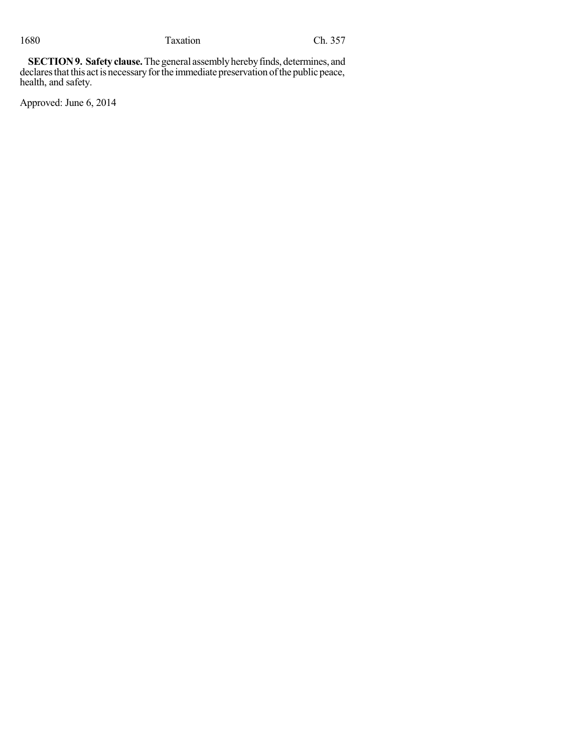**SECTION 9. Safety clause.** The general assembly hereby finds, determines, and declares that this act is necessary for the immediate preservation of the public peace, health, and safety.

Approved: June 6, 2014